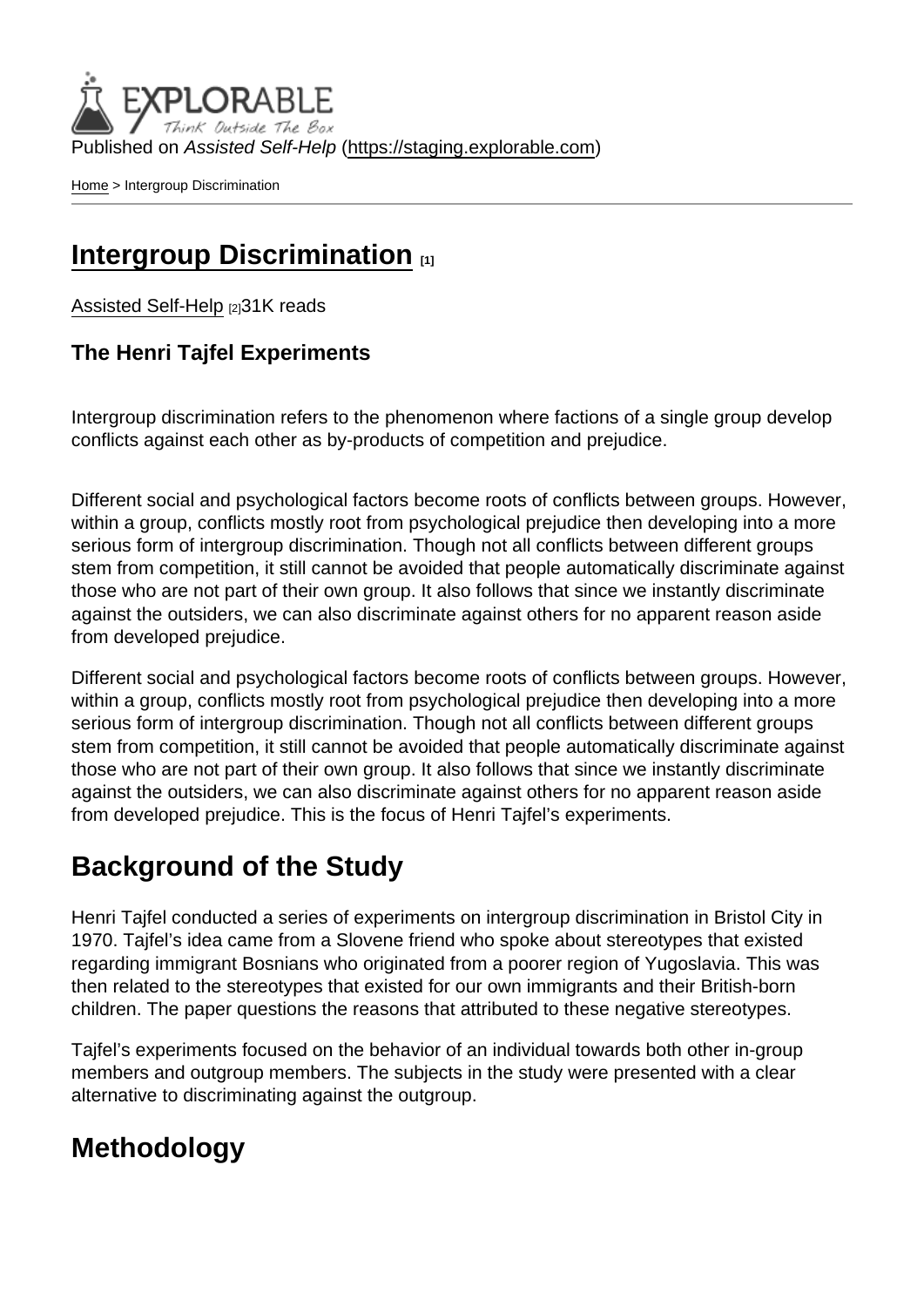Published on *Assisted Self-Help* (https://staging.explorable.com)

Home > Intergroup Discrimination

# Intergroup Discrimination [1]

Assisted Self-Help [2]31K reads

**The Henri Tajfel Experiments**

Intergroup discrimination refers to the phenomenon where factions of a single group develop conflicts against each other as by-products of competition and prejudice.

Different social and psychological factors become roots of conflicts between groups. However, within a group, conflicts mostly root from psychological prejudice then developing into a more serious form of intergroup discrimination. Though not all conflicts between different groups stem from competition, it still cannot be avoided that people automatically discriminate against those who are not part of their own group. It also follows that since we instantly discriminate against the outsiders, we can also discriminate against others for no apparent reason aside from developed prejudice.

Different social and psychological factors become roots of conflicts between groups. However, within a group, conflicts mostly root from psychological prejudice then developing into a more serious form of intergroup discrimination. Though not all conflicts between different groups stem from competition, it still cannot be avoided that people automatically discriminate against those who are not part of their own group. It also follows that since we instantly discriminate against the outsiders, we can also discriminate against others for no apparent reason aside from developed prejudice. This is the focus of Henri Tajfel's experiments.

## Background of the Study

Henri Tajfel conducted a series of experiments on intergroup discrimination in Bristol City in 1970. Tajfel's idea came from a Slovene friend who spoke about stereotypes that existed regarding immigrant Bosnians who originated from a poorer region of Yugoslavia. This was then related to the stereotypes that existed for our own immigrants and their British-born children. The paper questions the reasons that attributed to these negative stereotypes.

Tajfel's experiments focused on the behavior of an individual towards both other in-group members and outgroup members. The subjects in the study were presented with a clear alternative to discriminating against the outgroup.

## Methodology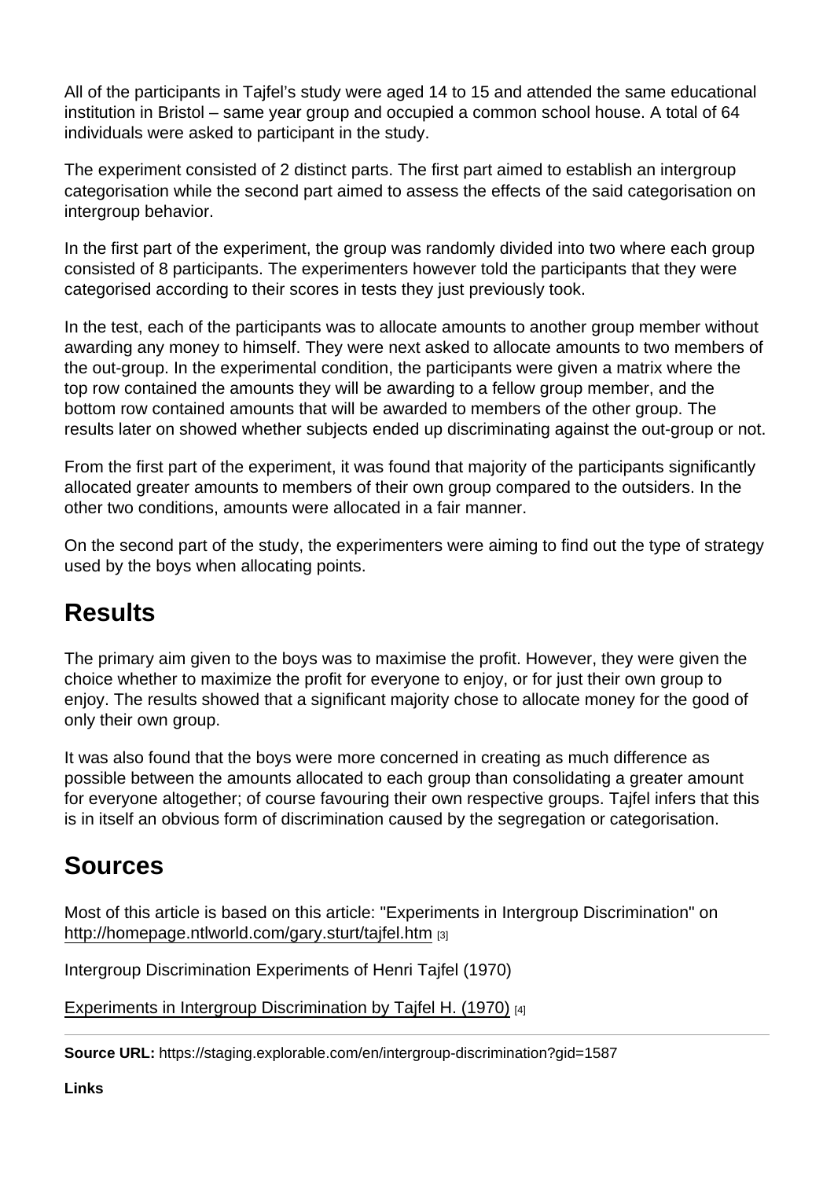All of the participants in Tajfel's study were aged 14 to 15 and attended the same educational institution in Bristol – same year group and occupied a common school house. A total of 64 individuals were asked to participant in the study.

The experiment consisted of 2 distinct parts. The first part aimed to establish an intergroup categorisation while the second part aimed to assess the effects of the said categorisation on intergroup behavior.

In the first part of the experiment, the group was randomly divided into two where each group consisted of 8 participants. The experimenters however told the participants that they were categorised according to their scores in tests they just previously took.

In the test, each of the participants was to allocate amounts to another group member without awarding any money to himself. They were next asked to allocate amounts to two members of the out-group. In the experimental condition, the participants were given a matrix where the top row contained the amounts they will be awarding to a fellow group member, and the bottom row contained amounts that will be awarded to members of the other group. The results later on showed whether subjects ended up discriminating against the out-group or not.

From the first part of the experiment, it was found that majority of the participants significantly allocated greater amounts to members of their own group compared to the outsiders. In the other two conditions, amounts were allocated in a fair manner.

On the second part of the study, the experimenters were aiming to find out the type of strategy used by the boys when allocating points.

## Results

The primary aim given to the boys was to maximise the profit. However, they were given the choice whether to maximize the profit for everyone to enjoy, or for just their own group to enjoy. The results showed that a significant majority chose to allocate money for the good of only their own group.

It was also found that the boys were more concerned in creating as much difference as possible between the amounts allocated to each group than consolidating a greater amount for everyone altogether; of course favouring their own respective groups. Tajfel infers that this is in itself an obvious form of discrimination caused by the segregation or categorisation.

## Sources

Most of this article is based on this article: "Experiments in Intergroup Discrimination" on http://homepage.ntlworld.com/gary.sturt/tajfel.htm [3]

Intergroup Discrimination Experiments of Henri Tajfel (1970)

Experiments in Intergroup Discrimination by Tajfel H. (1970) [4]

**Source URL:** https://staging.explorable.com/en/intergroup-discrimination?gid=1587

**Links**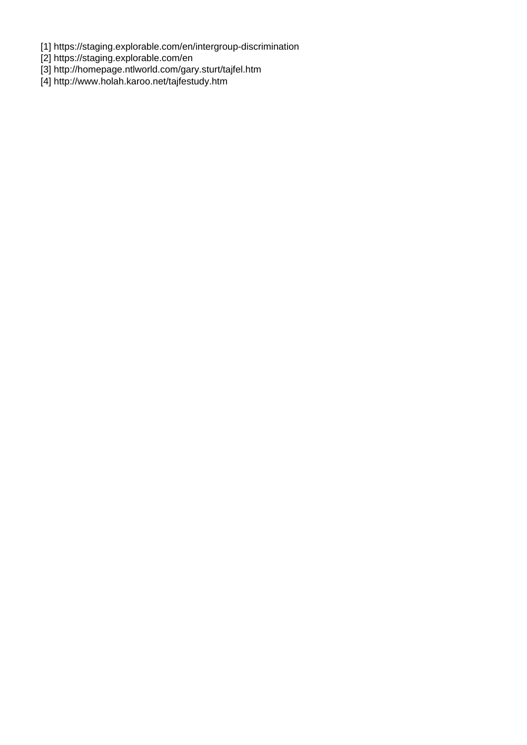[1] https://staging.explorable.com/en/intergroup-discrimination
[2] https://staging.explorable.com/en
[3] http://homepage.ntlworld.com/gary.sturt/tajfel.htm
[4] http://www.holah.karoo.net/tajfestudy.htm